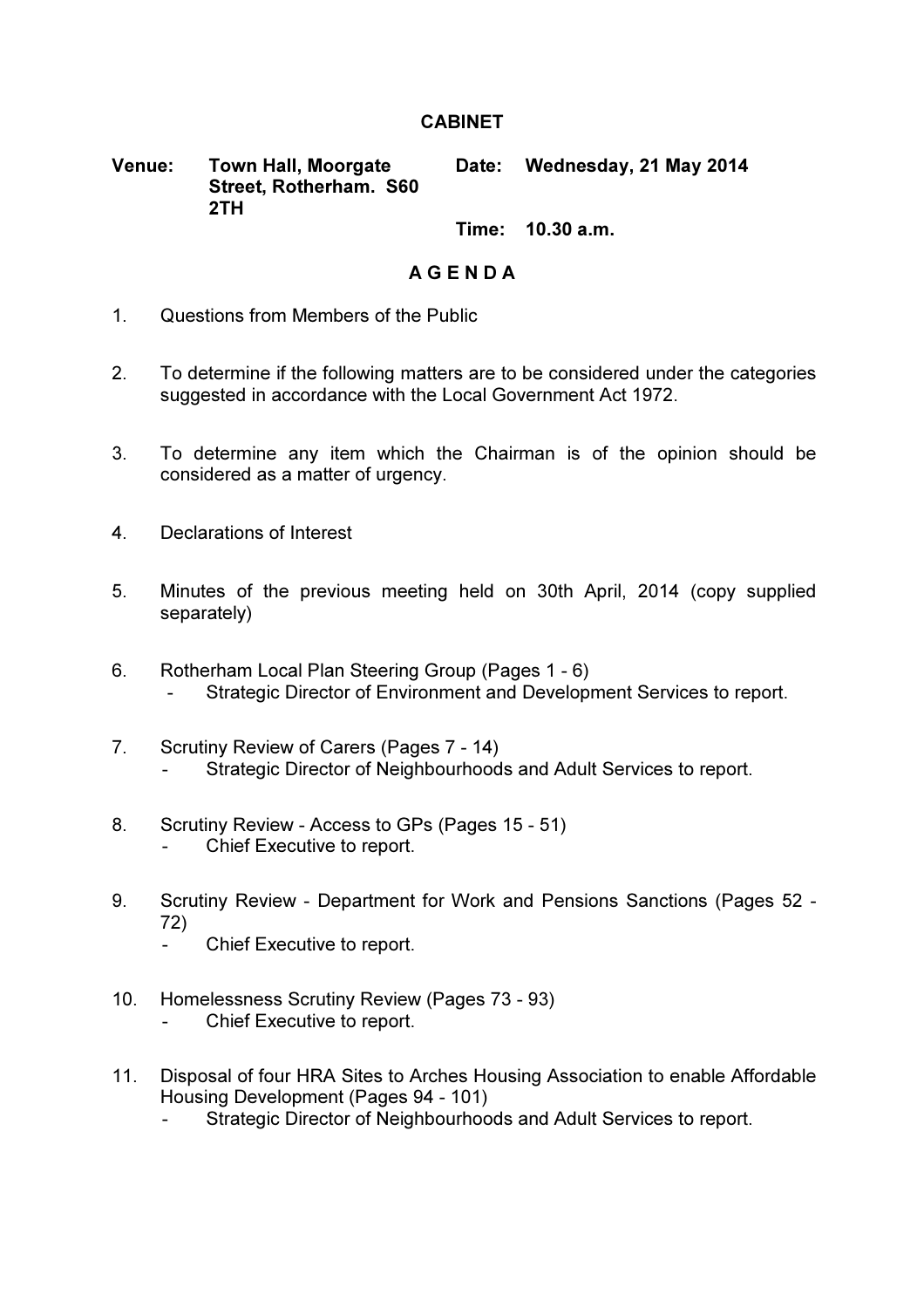# CABINET

**Venue:** Town Hall, Moorgate Street, Rotherham. S60 2TH

**Date:** Wednesday, 21 May 2014

**Time:** 10.30 a.m.

## A G E N D A

1. Questions from Members of the Public

2. To determine if the following matters are to be considered under the categories suggested in accordance with the Local Government Act 1972.

3. To determine any item which the Chairman is of the opinion should be considered as a matter of urgency.

4. Declarations of Interest

5. Minutes of the previous meeting held on 30th April, 2014 (copy supplied separately)

6. Rotherham Local Plan Steering Group (Pages 1 - 6)
   - Strategic Director of Environment and Development Services to report.

7. Scrutiny Review of Carers (Pages 7 - 14)
   - Strategic Director of Neighbourhoods and Adult Services to report.

8. Scrutiny Review - Access to GPs (Pages 15 - 51)
   - Chief Executive to report.

9. Scrutiny Review - Department for Work and Pensions Sanctions (Pages 52 - 72)
   - Chief Executive to report.

10. Homelessness Scrutiny Review (Pages 73 - 93)
    - Chief Executive to report.

11. Disposal of four HRA Sites to Arches Housing Association to enable Affordable Housing Development (Pages 94 - 101)
    - Strategic Director of Neighbourhoods and Adult Services to report.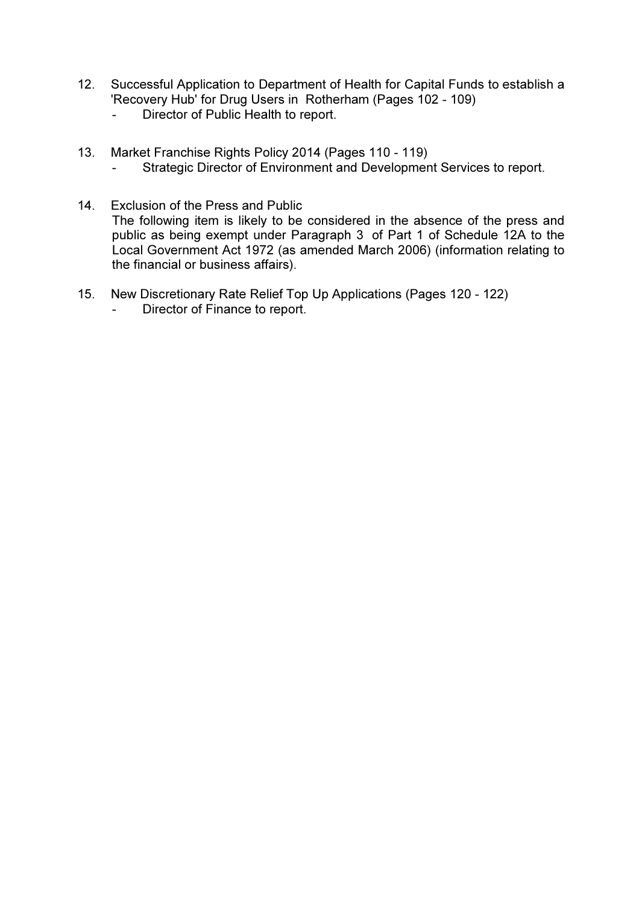12. Successful Application to Department of Health for Capital Funds to establish a 'Recovery Hub' for Drug Users in Rotherham (Pages 102 - 109)
    - Director of Public Health to report.

13. Market Franchise Rights Policy 2014 (Pages 110 - 119)
    - Strategic Director of Environment and Development Services to report.

14. Exclusion of the Press and Public
    The following item is likely to be considered in the absence of the press and public as being exempt under Paragraph 3 of Part 1 of Schedule 12A to the Local Government Act 1972 (as amended March 2006) (information relating to the financial or business affairs).

15. New Discretionary Rate Relief Top Up Applications (Pages 120 - 122)
    - Director of Finance to report.